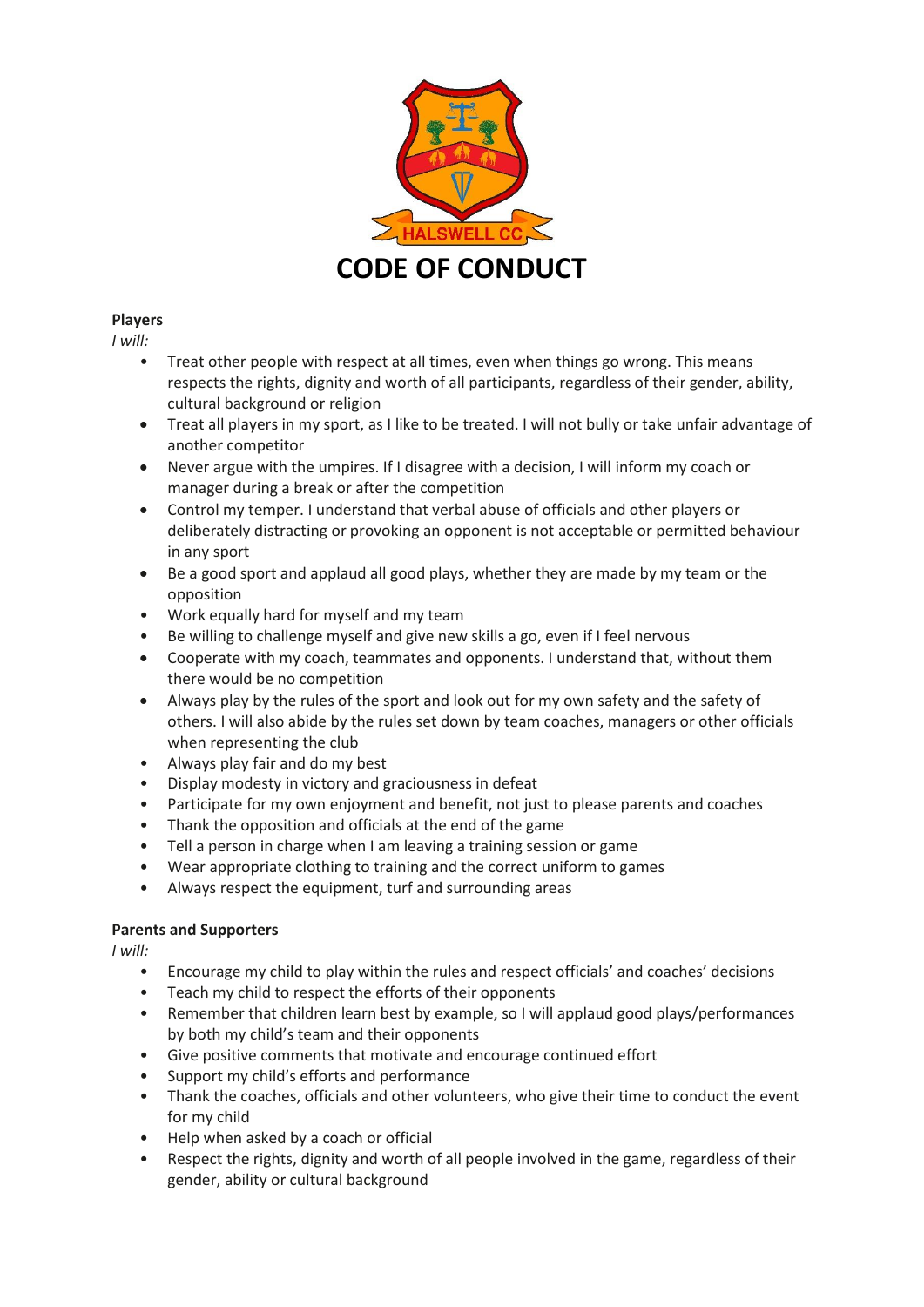HALSWELL CC

# CODE OF CONDUCT

**Players**

*I will:*

- Treat other people with respect at all times, even when things go wrong. This means respects the rights, dignity and worth of all participants, regardless of their gender, ability, cultural background or religion
- Treat all players in my sport, as I like to be treated. I will not bully or take unfair advantage of another competitor
- Never argue with the umpires. If I disagree with a decision, I will inform my coach or manager during a break or after the competition
- Control my temper. I understand that verbal abuse of officials and other players or deliberately distracting or provoking an opponent is not acceptable or permitted behaviour in any sport
- Be a good sport and applaud all good plays, whether they are made by my team or the opposition
- Work equally hard for myself and my team
- Be willing to challenge myself and give new skills a go, even if I feel nervous
- Cooperate with my coach, teammates and opponents. I understand that, without them there would be no competition
- Always play by the rules of the sport and look out for my own safety and the safety of others. I will also abide by the rules set down by team coaches, managers or other officials when representing the club
- Always play fair and do my best
- Display modesty in victory and graciousness in defeat
- Participate for my own enjoyment and benefit, not just to please parents and coaches
- Thank the opposition and officials at the end of the game
- Tell a person in charge when I am leaving a training session or game
- Wear appropriate clothing to training and the correct uniform to games
- Always respect the equipment, turf and surrounding areas

**Parents and Supporters**

*I will:*

- Encourage my child to play within the rules and respect officials' and coaches' decisions
- Teach my child to respect the efforts of their opponents
- Remember that children learn best by example, so I will applaud good plays/performances by both my child's team and their opponents
- Give positive comments that motivate and encourage continued effort
- Support my child's efforts and performance
- Thank the coaches, officials and other volunteers, who give their time to conduct the event for my child
- Help when asked by a coach or official
- Respect the rights, dignity and worth of all people involved in the game, regardless of their gender, ability or cultural background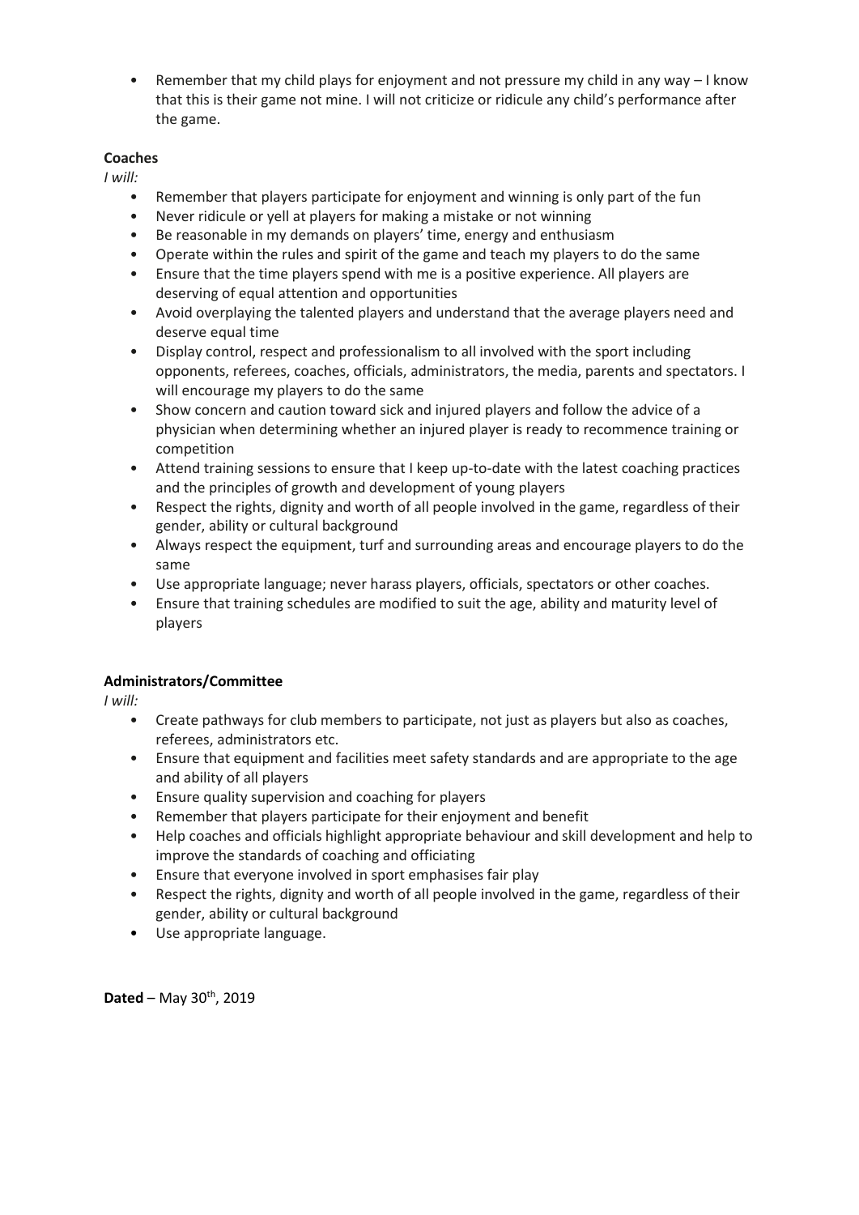- Remember that my child plays for enjoyment and not pressure my child in any way – I know that this is their game not mine. I will not criticize or ridicule any child's performance after the game.

**Coaches**

*I will:*

- Remember that players participate for enjoyment and winning is only part of the fun
- Never ridicule or yell at players for making a mistake or not winning
- Be reasonable in my demands on players' time, energy and enthusiasm
- Operate within the rules and spirit of the game and teach my players to do the same
- Ensure that the time players spend with me is a positive experience. All players are deserving of equal attention and opportunities
- Avoid overplaying the talented players and understand that the average players need and deserve equal time
- Display control, respect and professionalism to all involved with the sport including opponents, referees, coaches, officials, administrators, the media, parents and spectators. I will encourage my players to do the same
- Show concern and caution toward sick and injured players and follow the advice of a physician when determining whether an injured player is ready to recommence training or competition
- Attend training sessions to ensure that I keep up-to-date with the latest coaching practices and the principles of growth and development of young players
- Respect the rights, dignity and worth of all people involved in the game, regardless of their gender, ability or cultural background
- Always respect the equipment, turf and surrounding areas and encourage players to do the same
- Use appropriate language; never harass players, officials, spectators or other coaches.
- Ensure that training schedules are modified to suit the age, ability and maturity level of players

**Administrators/Committee**

*I will:*

- Create pathways for club members to participate, not just as players but also as coaches, referees, administrators etc.
- Ensure that equipment and facilities meet safety standards and are appropriate to the age and ability of all players
- Ensure quality supervision and coaching for players
- Remember that players participate for their enjoyment and benefit
- Help coaches and officials highlight appropriate behaviour and skill development and help to improve the standards of coaching and officiating
- Ensure that everyone involved in sport emphasises fair play
- Respect the rights, dignity and worth of all people involved in the game, regardless of their gender, ability or cultural background
- Use appropriate language.

**Dated** – May 30th, 2019